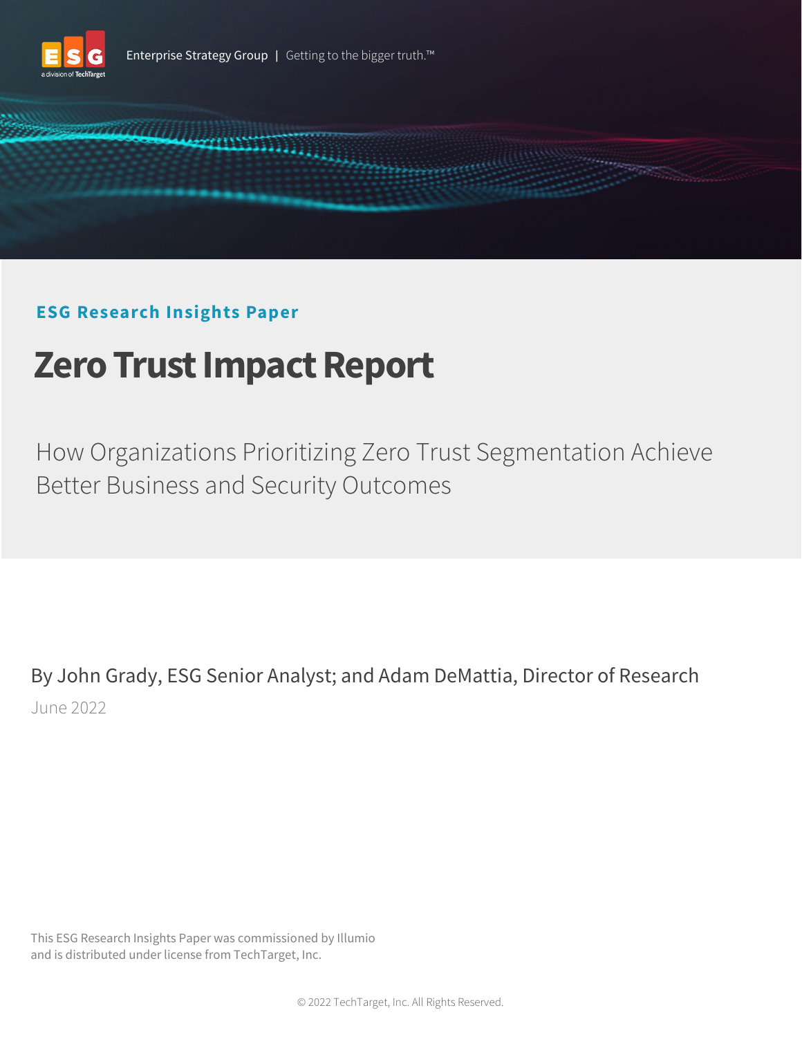Enterprise Strategy Group | Getting to the bigger truth.™

**ESG Research Insights Paper**

# Zero Trust Impact Report

## How Organizations Prioritizing Zero Trust Segmentation Achieve Better Business and Security Outcomes

By John Grady, ESG Senior Analyst; and Adam DeMattia, Director of Research

June 2022

This ESG Research Insights Paper was commissioned by Illumio and is distributed under license from TechTarget, Inc.

© 2022 TechTarget, Inc. All Rights Reserved.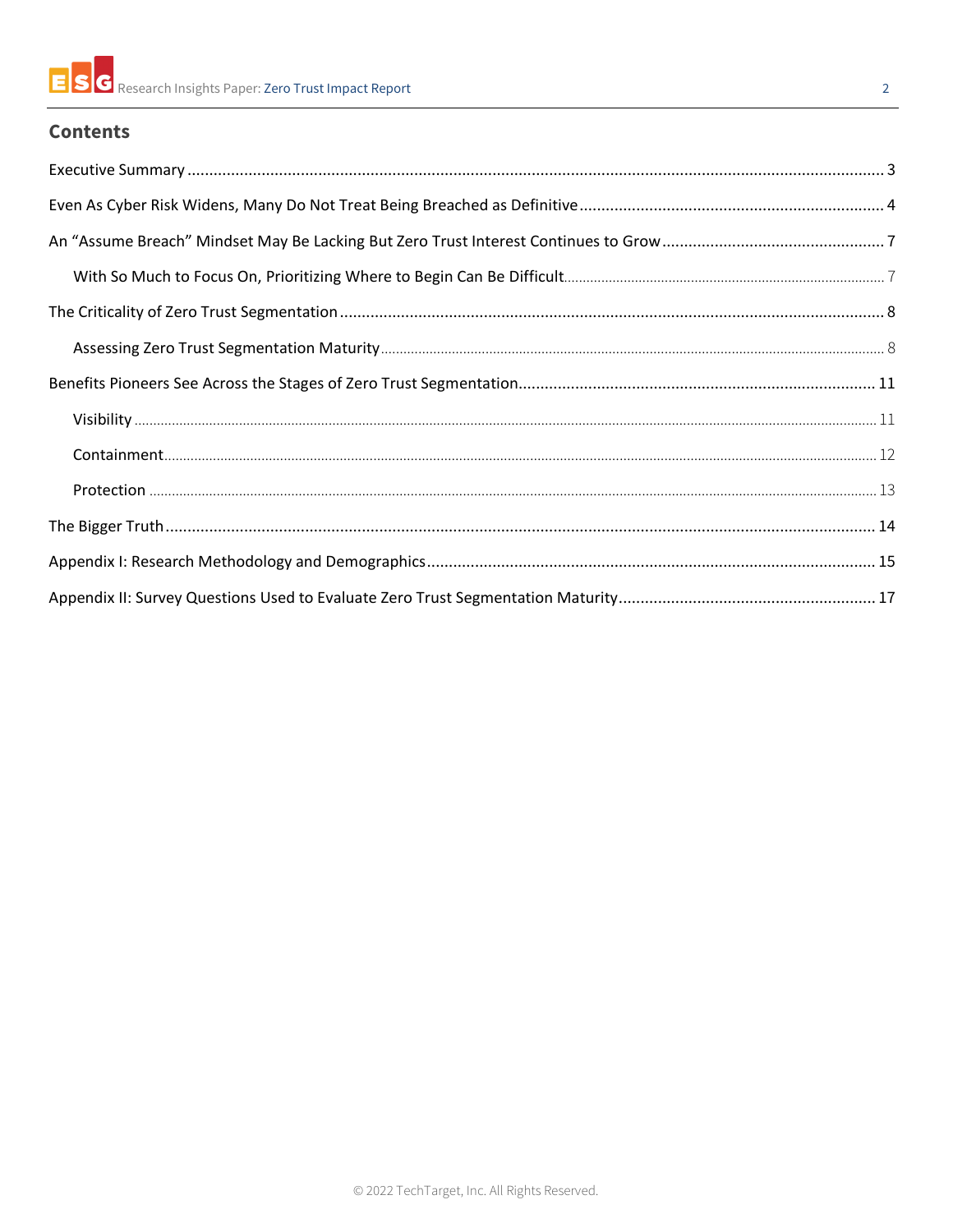## Contents

Executive Summary ........ 3

Even As Cyber Risk Widens, Many Do Not Treat Being Breached as Definitive ........ 4

An “Assume Breach” Mindset May Be Lacking But Zero Trust Interest Continues to Grow ........ 7

- With So Much to Focus On, Prioritizing Where to Begin Can Be Difficult ........ 7

The Criticality of Zero Trust Segmentation ........ 8

- Assessing Zero Trust Segmentation Maturity ........ 8

Benefits Pioneers See Across the Stages of Zero Trust Segmentation ........ 11

- Visibility ........ 11
- Containment ........ 12
- Protection ........ 13

The Bigger Truth ........ 14

Appendix I: Research Methodology and Demographics ........ 15

Appendix II: Survey Questions Used to Evaluate Zero Trust Segmentation Maturity ........ 17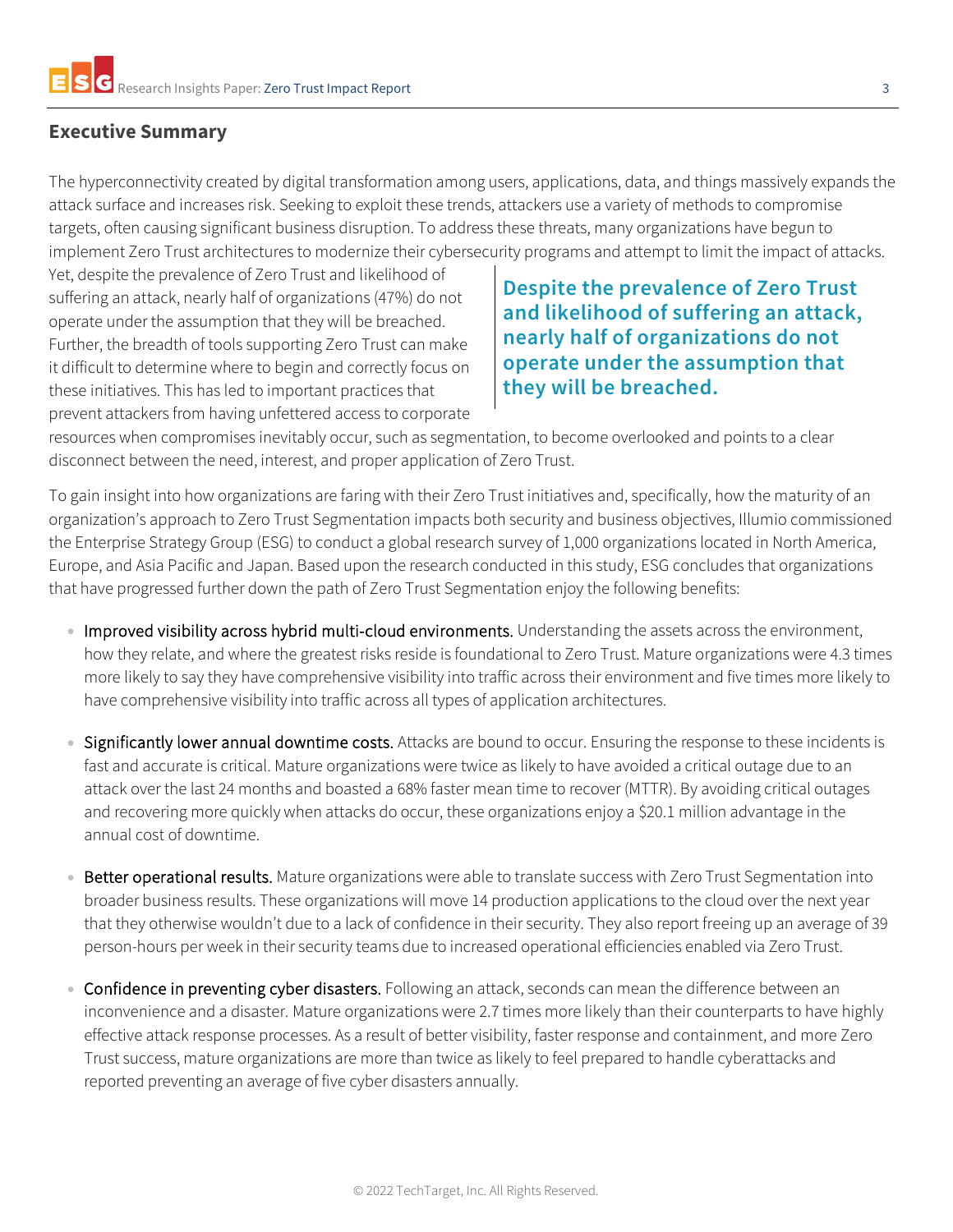## Executive Summary

The hyperconnectivity created by digital transformation among users, applications, data, and things massively expands the attack surface and increases risk. Seeking to exploit these trends, attackers use a variety of methods to compromise targets, often causing significant business disruption. To address these threats, many organizations have begun to implement Zero Trust architectures to modernize their cybersecurity programs and attempt to limit the impact of attacks. Yet, despite the prevalence of Zero Trust and likelihood of suffering an attack, nearly half of organizations (47%) do not operate under the assumption that they will be breached. Further, the breadth of tools supporting Zero Trust can make it difficult to determine where to begin and correctly focus on these initiatives. This has led to important practices that prevent attackers from having unfettered access to corporate resources when compromises inevitably occur, such as segmentation, to become overlooked and points to a clear disconnect between the need, interest, and proper application of Zero Trust.

> **Despite the prevalence of Zero Trust and likelihood of suffering an attack, nearly half of organizations do not operate under the assumption that they will be breached.**

To gain insight into how organizations are faring with their Zero Trust initiatives and, specifically, how the maturity of an organization's approach to Zero Trust Segmentation impacts both security and business objectives, Illumio commissioned the Enterprise Strategy Group (ESG) to conduct a global research survey of 1,000 organizations located in North America, Europe, and Asia Pacific and Japan. Based upon the research conducted in this study, ESG concludes that organizations that have progressed further down the path of Zero Trust Segmentation enjoy the following benefits:

- Improved visibility across hybrid multi-cloud environments. Understanding the assets across the environment, how they relate, and where the greatest risks reside is foundational to Zero Trust. Mature organizations were 4.3 times more likely to say they have comprehensive visibility into traffic across their environment and five times more likely to have comprehensive visibility into traffic across all types of application architectures.

- Significantly lower annual downtime costs. Attacks are bound to occur. Ensuring the response to these incidents is fast and accurate is critical. Mature organizations were twice as likely to have avoided a critical outage due to an attack over the last 24 months and boasted a 68% faster mean time to recover (MTTR). By avoiding critical outages and recovering more quickly when attacks do occur, these organizations enjoy a $20.1 million advantage in the annual cost of downtime.

- Better operational results. Mature organizations were able to translate success with Zero Trust Segmentation into broader business results. These organizations will move 14 production applications to the cloud over the next year that they otherwise wouldn't due to a lack of confidence in their security. They also report freeing up an average of 39 person-hours per week in their security teams due to increased operational efficiencies enabled via Zero Trust.

- Confidence in preventing cyber disasters. Following an attack, seconds can mean the difference between an inconvenience and a disaster. Mature organizations were 2.7 times more likely than their counterparts to have highly effective attack response processes. As a result of better visibility, faster response and containment, and more Zero Trust success, mature organizations are more than twice as likely to feel prepared to handle cyberattacks and reported preventing an average of five cyber disasters annually.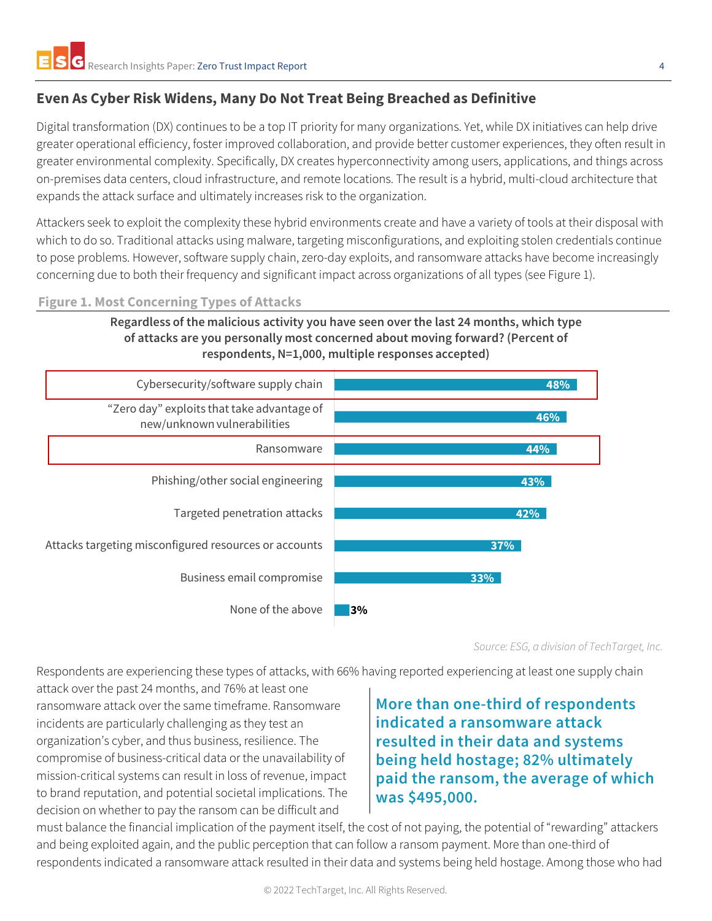## Even As Cyber Risk Widens, Many Do Not Treat Being Breached as Definitive

Digital transformation (DX) continues to be a top IT priority for many organizations. Yet, while DX initiatives can help drive greater operational efficiency, foster improved collaboration, and provide better customer experiences, they often result in greater environmental complexity. Specifically, DX creates hyperconnectivity among users, applications, and things across on-premises data centers, cloud infrastructure, and remote locations. The result is a hybrid, multi-cloud architecture that expands the attack surface and ultimately increases risk to the organization.

Attackers seek to exploit the complexity these hybrid environments create and have a variety of tools at their disposal with which to do so. Traditional attacks using malware, targeting misconfigurations, and exploiting stolen credentials continue to pose problems. However, software supply chain, zero-day exploits, and ransomware attacks have become increasingly concerning due to both their frequency and significant impact across organizations of all types (see Figure 1).

**Figure 1. Most Concerning Types of Attacks**

**Regardless of the malicious activity you have seen over the last 24 months, which type of attacks are you personally most concerned about moving forward? (Percent of respondents, N=1,000, multiple responses accepted)**

| Attack type | Percent |
| --- | --- |
| Cybersecurity/software supply chain | 48% |
| "Zero day" exploits that take advantage of new/unknown vulnerabilities | 46% |
| Ransomware | 44% |
| Phishing/other social engineering | 43% |
| Targeted penetration attacks | 42% |
| Attacks targeting misconfigured resources or accounts | 37% |
| Business email compromise | 33% |
| None of the above | 3% |

*Source: ESG, a division of TechTarget, Inc.*

Respondents are experiencing these types of attacks, with 66% having reported experiencing at least one supply chain attack over the past 24 months, and 76% at least one ransomware attack over the same timeframe. Ransomware incidents are particularly challenging as they test an organization's cyber, and thus business, resilience. The compromise of business-critical data or the unavailability of mission-critical systems can result in loss of revenue, impact to brand reputation, and potential societal implications. The decision on whether to pay the ransom can be difficult and must balance the financial implication of the payment itself, the cost of not paying, the potential of "rewarding" attackers and being exploited again, and the public perception that can follow a ransom payment. More than one-third of respondents indicated a ransomware attack resulted in their data and systems being held hostage. Among those who had

> **More than one-third of respondents indicated a ransomware attack resulted in their data and systems being held hostage; 82% ultimately paid the ransom, the average of which was $495,000.**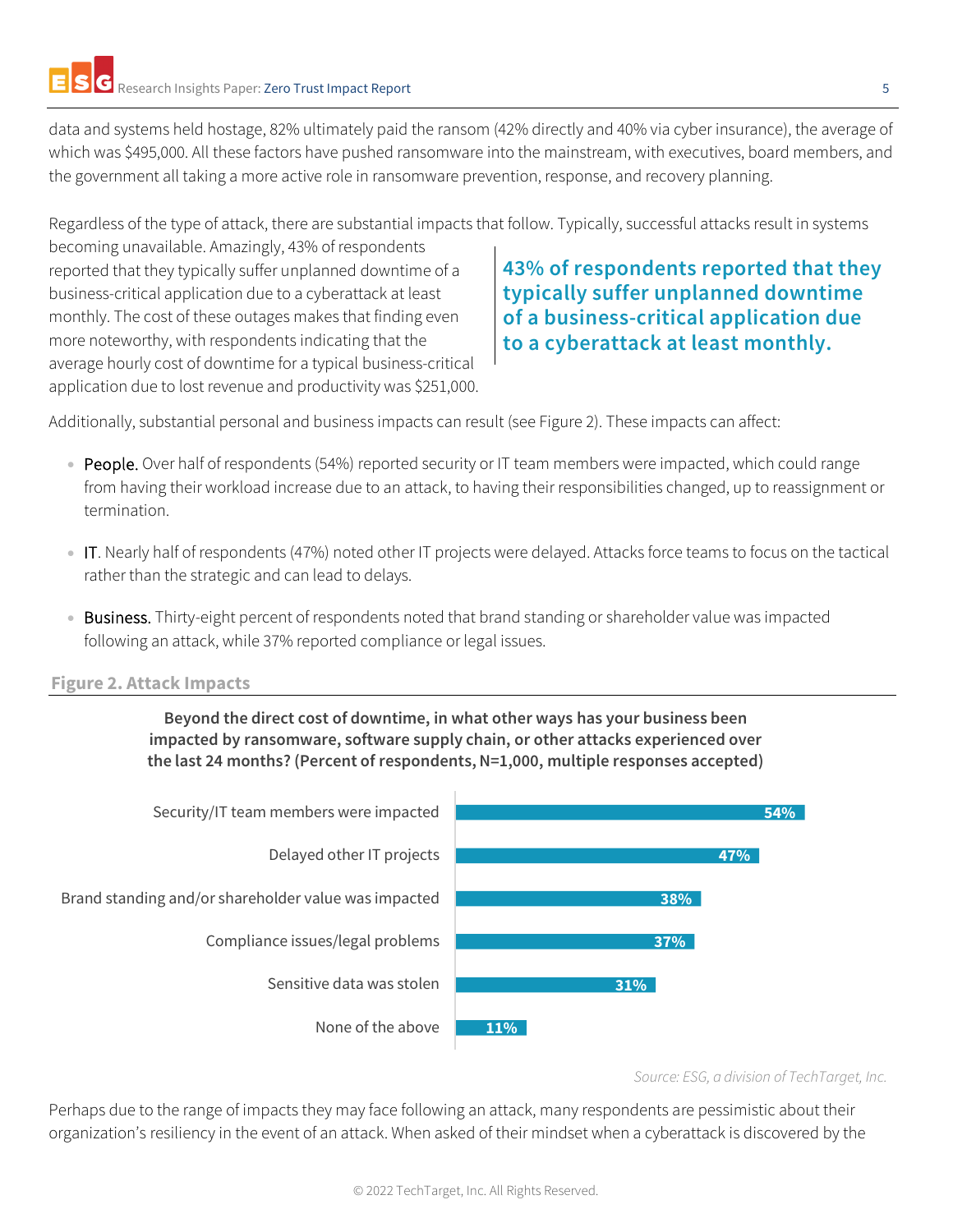data and systems held hostage, 82% ultimately paid the ransom (42% directly and 40% via cyber insurance), the average of which was $495,000. All these factors have pushed ransomware into the mainstream, with executives, board members, and the government all taking a more active role in ransomware prevention, response, and recovery planning.

Regardless of the type of attack, there are substantial impacts that follow. Typically, successful attacks result in systems becoming unavailable. Amazingly, 43% of respondents reported that they typically suffer unplanned downtime of a business-critical application due to a cyberattack at least monthly. The cost of these outages makes that finding even more noteworthy, with respondents indicating that the average hourly cost of downtime for a typical business-critical application due to lost revenue and productivity was $251,000.

> **43% of respondents reported that they typically suffer unplanned downtime of a business-critical application due to a cyberattack at least monthly.**

Additionally, substantial personal and business impacts can result (see Figure 2). These impacts can affect:

- People. Over half of respondents (54%) reported security or IT team members were impacted, which could range from having their workload increase due to an attack, to having their responsibilities changed, up to reassignment or termination.
- IT. Nearly half of respondents (47%) noted other IT projects were delayed. Attacks force teams to focus on the tactical rather than the strategic and can lead to delays.
- Business. Thirty-eight percent of respondents noted that brand standing or shareholder value was impacted following an attack, while 37% reported compliance or legal issues.

**Figure 2. Attack Impacts**

**Beyond the direct cost of downtime, in what other ways has your business been impacted by ransomware, software supply chain, or other attacks experienced over the last 24 months? (Percent of respondents, N=1,000, multiple responses accepted)**

| Impact | Percent |
| --- | --- |
| Security/IT team members were impacted | 54% |
| Delayed other IT projects | 47% |
| Brand standing and/or shareholder value was impacted | 38% |
| Compliance issues/legal problems | 37% |
| Sensitive data was stolen | 31% |
| None of the above | 11% |

*Source: ESG, a division of TechTarget, Inc.*

Perhaps due to the range of impacts they may face following an attack, many respondents are pessimistic about their organization's resiliency in the event of an attack. When asked of their mindset when a cyberattack is discovered by the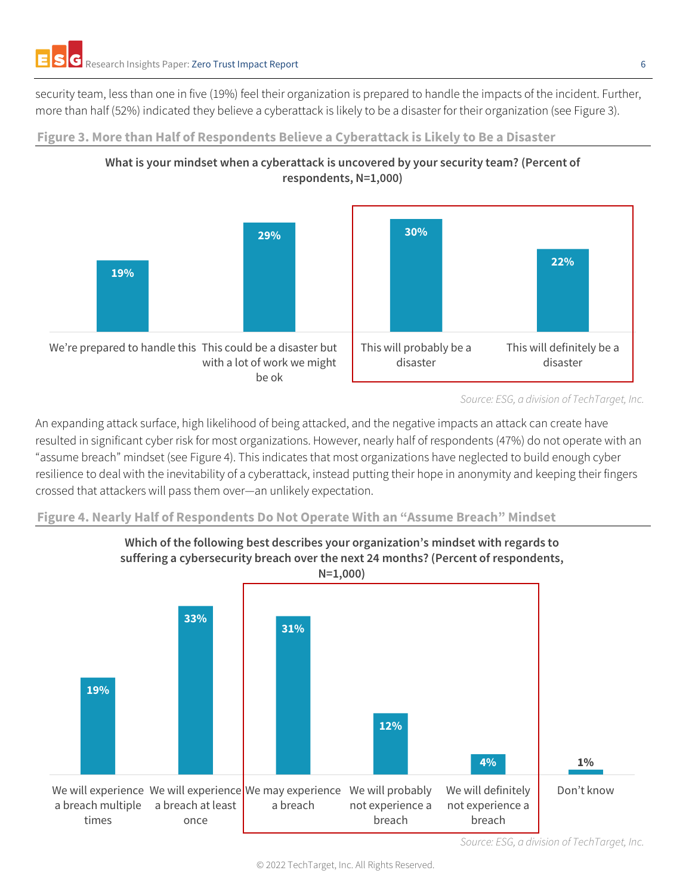security team, less than one in five (19%) feel their organization is prepared to handle the impacts of the incident. Further, more than half (52%) indicated they believe a cyberattack is likely to be a disaster for their organization (see Figure 3).

**Figure 3. More than Half of Respondents Believe a Cyberattack is Likely to Be a Disaster**

**What is your mindset when a cyberattack is uncovered by your security team? (Percent of respondents, N=1,000)**

| Response | Percent |
|---|---|
| We're prepared to handle this | 19% |
| This could be a disaster but with a lot of work we might be ok | 29% |
| This will probably be a disaster | 30% |
| This will definitely be a disaster | 22% |

*Source: ESG, a division of TechTarget, Inc.*

An expanding attack surface, high likelihood of being attacked, and the negative impacts an attack can create have resulted in significant cyber risk for most organizations. However, nearly half of respondents (47%) do not operate with an "assume breach" mindset (see Figure 4). This indicates that most organizations have neglected to build enough cyber resilience to deal with the inevitability of a cyberattack, instead putting their hope in anonymity and keeping their fingers crossed that attackers will pass them over—an unlikely expectation.

**Figure 4. Nearly Half of Respondents Do Not Operate With an "Assume Breach" Mindset**

**Which of the following best describes your organization's mindset with regards to suffering a cybersecurity breach over the next 24 months? (Percent of respondents, N=1,000)**

| Response | Percent |
|---|---|
| We will experience a breach multiple times | 19% |
| We will experience a breach at least once | 33% |
| We may experience a breach | 31% |
| We will probably not experience a breach | 12% |
| We will definitely not experience a breach | 4% |
| Don't know | 1% |

*Source: ESG, a division of TechTarget, Inc.*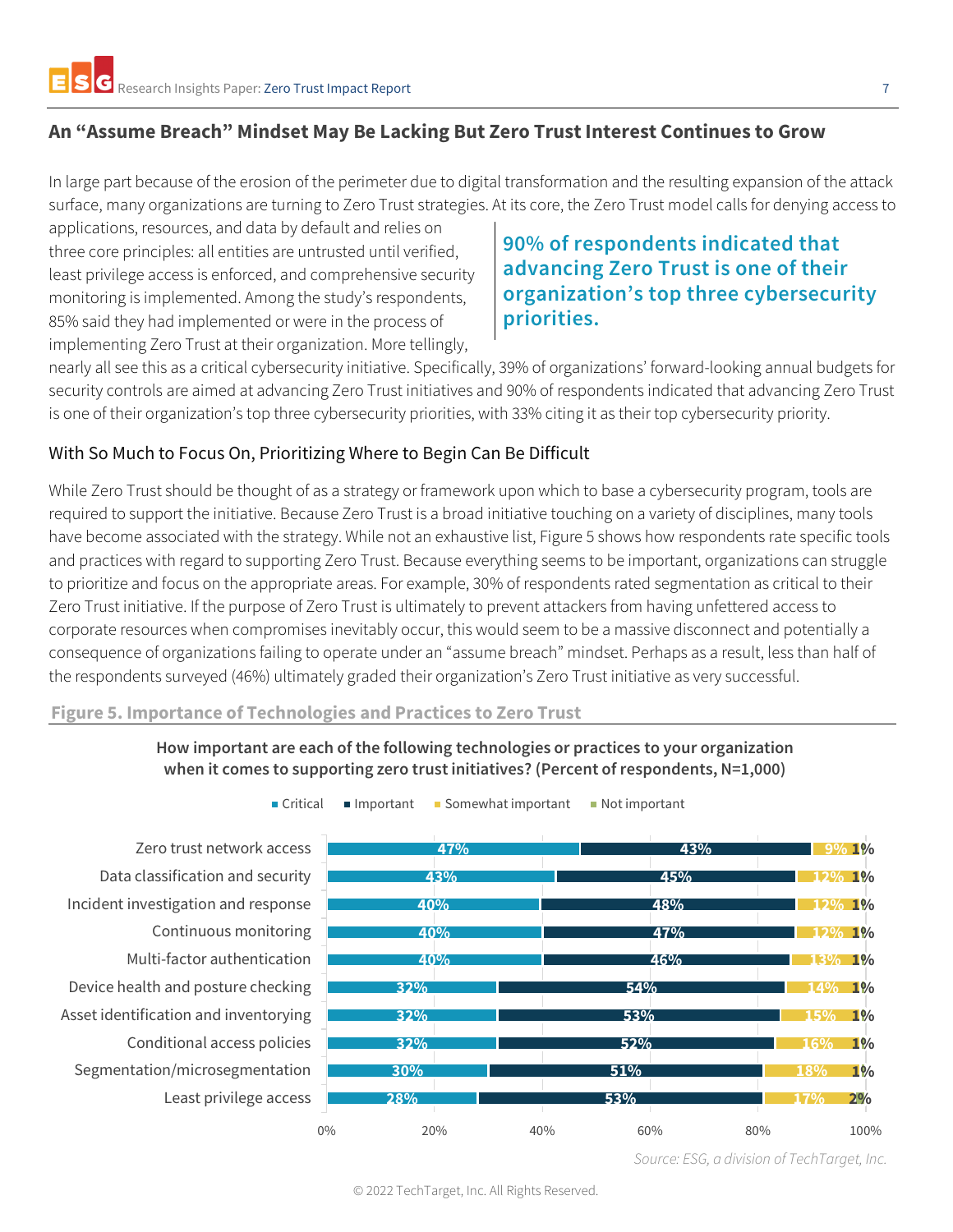## An "Assume Breach" Mindset May Be Lacking But Zero Trust Interest Continues to Grow

In large part because of the erosion of the perimeter due to digital transformation and the resulting expansion of the attack surface, many organizations are turning to Zero Trust strategies. At its core, the Zero Trust model calls for denying access to applications, resources, and data by default and relies on three core principles: all entities are untrusted until verified, least privilege access is enforced, and comprehensive security monitoring is implemented. Among the study's respondents, 85% said they had implemented or were in the process of implementing Zero Trust at their organization. More tellingly, nearly all see this as a critical cybersecurity initiative. Specifically, 39% of organizations' forward-looking annual budgets for security controls are aimed at advancing Zero Trust initiatives and 90% of respondents indicated that advancing Zero Trust is one of their organization's top three cybersecurity priorities, with 33% citing it as their top cybersecurity priority.

> **90% of respondents indicated that advancing Zero Trust is one of their organization's top three cybersecurity priorities.**

### With So Much to Focus On, Prioritizing Where to Begin Can Be Difficult

While Zero Trust should be thought of as a strategy or framework upon which to base a cybersecurity program, tools are required to support the initiative. Because Zero Trust is a broad initiative touching on a variety of disciplines, many tools have become associated with the strategy. While not an exhaustive list, Figure 5 shows how respondents rate specific tools and practices with regard to supporting Zero Trust. Because everything seems to be important, organizations can struggle to prioritize and focus on the appropriate areas. For example, 30% of respondents rated segmentation as critical to their Zero Trust initiative. If the purpose of Zero Trust is ultimately to prevent attackers from having unfettered access to corporate resources when compromises inevitably occur, this would seem to be a massive disconnect and potentially a consequence of organizations failing to operate under an "assume breach" mindset. Perhaps as a result, less than half of the respondents surveyed (46%) ultimately graded their organization's Zero Trust initiative as very successful.

**Figure 5. Importance of Technologies and Practices to Zero Trust**

**How important are each of the following technologies or practices to your organization when it comes to supporting zero trust initiatives? (Percent of respondents, N=1,000)**

| | Critical | Important | Somewhat important | Not important |
|---|---|---|---|---|
| Zero trust network access | 47% | 43% | 9% | 1% |
| Data classification and security | 43% | 45% | 12% | 1% |
| Incident investigation and response | 40% | 48% | 12% | 1% |
| Continuous monitoring | 40% | 47% | 12% | 1% |
| Multi-factor authentication | 40% | 46% | 13% | 1% |
| Device health and posture checking | 32% | 54% | 14% | 1% |
| Asset identification and inventorying | 32% | 53% | 15% | 1% |
| Conditional access policies | 32% | 52% | 16% | 1% |
| Segmentation/microsegmentation | 30% | 51% | 18% | 1% |
| Least privilege access | 28% | 53% | 17% | 2% |

*Source: ESG, a division of TechTarget, Inc.*

© 2022 TechTarget, Inc. All Rights Reserved.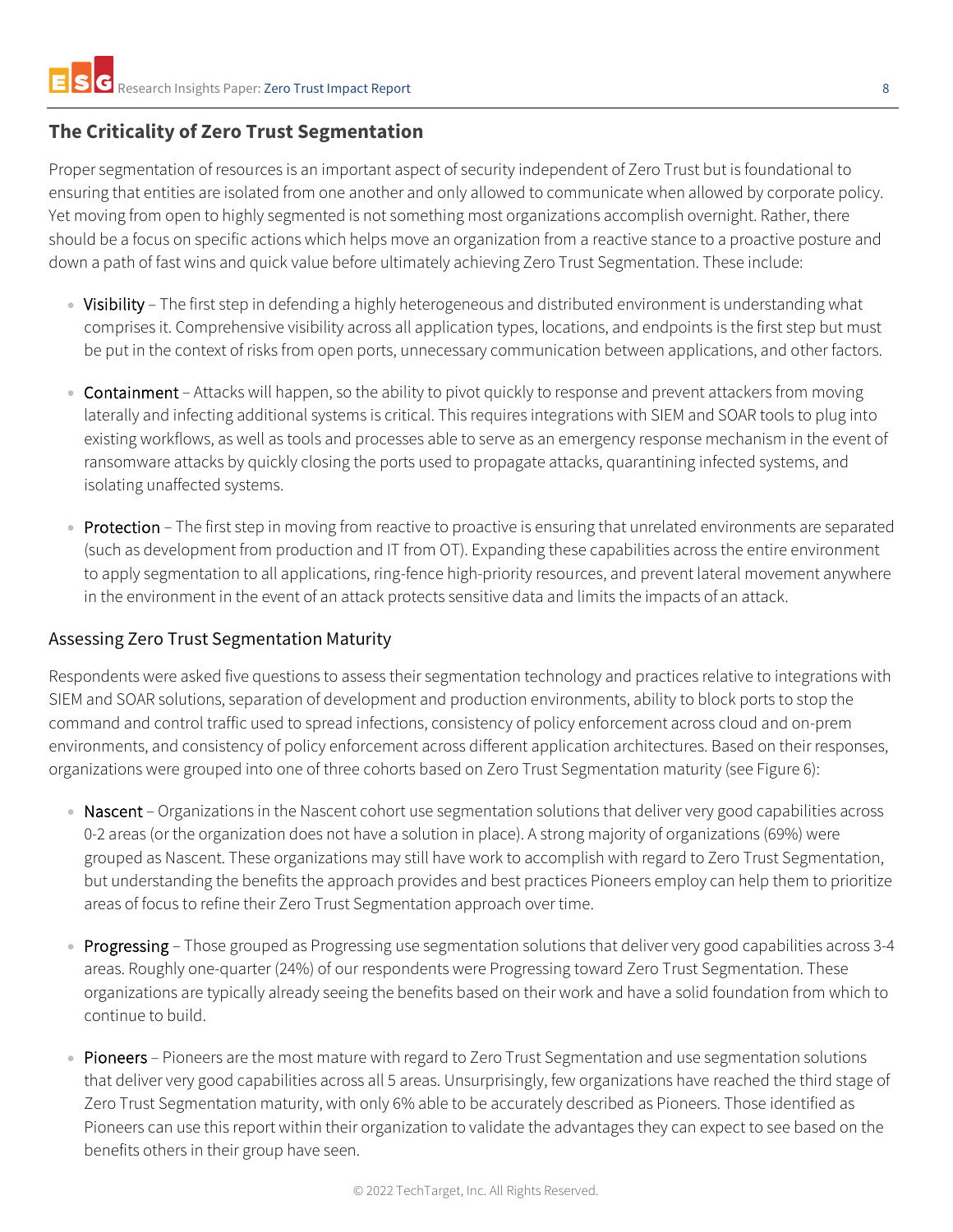## The Criticality of Zero Trust Segmentation

Proper segmentation of resources is an important aspect of security independent of Zero Trust but is foundational to ensuring that entities are isolated from one another and only allowed to communicate when allowed by corporate policy. Yet moving from open to highly segmented is not something most organizations accomplish overnight. Rather, there should be a focus on specific actions which helps move an organization from a reactive stance to a proactive posture and down a path of fast wins and quick value before ultimately achieving Zero Trust Segmentation. These include:

- Visibility – The first step in defending a highly heterogeneous and distributed environment is understanding what comprises it. Comprehensive visibility across all application types, locations, and endpoints is the first step but must be put in the context of risks from open ports, unnecessary communication between applications, and other factors.
- Containment – Attacks will happen, so the ability to pivot quickly to response and prevent attackers from moving laterally and infecting additional systems is critical. This requires integrations with SIEM and SOAR tools to plug into existing workflows, as well as tools and processes able to serve as an emergency response mechanism in the event of ransomware attacks by quickly closing the ports used to propagate attacks, quarantining infected systems, and isolating unaffected systems.
- Protection – The first step in moving from reactive to proactive is ensuring that unrelated environments are separated (such as development from production and IT from OT). Expanding these capabilities across the entire environment to apply segmentation to all applications, ring-fence high-priority resources, and prevent lateral movement anywhere in the environment in the event of an attack protects sensitive data and limits the impacts of an attack.

### Assessing Zero Trust Segmentation Maturity

Respondents were asked five questions to assess their segmentation technology and practices relative to integrations with SIEM and SOAR solutions, separation of development and production environments, ability to block ports to stop the command and control traffic used to spread infections, consistency of policy enforcement across cloud and on-prem environments, and consistency of policy enforcement across different application architectures. Based on their responses, organizations were grouped into one of three cohorts based on Zero Trust Segmentation maturity (see Figure 6):

- Nascent – Organizations in the Nascent cohort use segmentation solutions that deliver very good capabilities across 0-2 areas (or the organization does not have a solution in place). A strong majority of organizations (69%) were grouped as Nascent. These organizations may still have work to accomplish with regard to Zero Trust Segmentation, but understanding the benefits the approach provides and best practices Pioneers employ can help them to prioritize areas of focus to refine their Zero Trust Segmentation approach over time.
- Progressing – Those grouped as Progressing use segmentation solutions that deliver very good capabilities across 3-4 areas. Roughly one-quarter (24%) of our respondents were Progressing toward Zero Trust Segmentation. These organizations are typically already seeing the benefits based on their work and have a solid foundation from which to continue to build.
- Pioneers – Pioneers are the most mature with regard to Zero Trust Segmentation and use segmentation solutions that deliver very good capabilities across all 5 areas. Unsurprisingly, few organizations have reached the third stage of Zero Trust Segmentation maturity, with only 6% able to be accurately described as Pioneers. Those identified as Pioneers can use this report within their organization to validate the advantages they can expect to see based on the benefits others in their group have seen.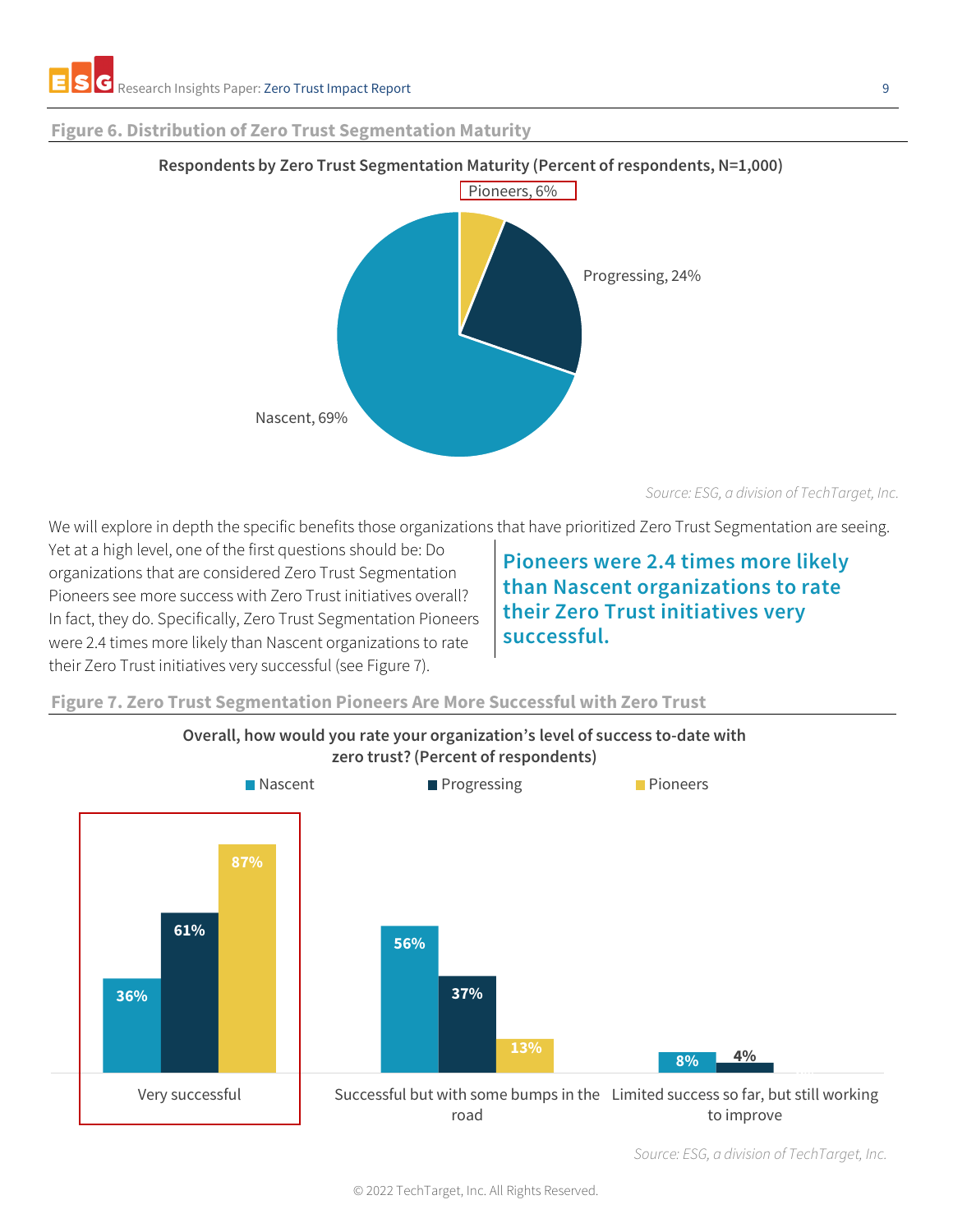**Figure 6. Distribution of Zero Trust Segmentation Maturity**

**Respondents by Zero Trust Segmentation Maturity (Percent of respondents, N=1,000)**

| Maturity | Percent |
|---|---|
| Pioneers | 6% |
| Progressing | 24% |
| Nascent | 69% |

*Source: ESG, a division of TechTarget, Inc.*

We will explore in depth the specific benefits those organizations that have prioritized Zero Trust Segmentation are seeing. Yet at a high level, one of the first questions should be: Do organizations that are considered Zero Trust Segmentation Pioneers see more success with Zero Trust initiatives overall? In fact, they do. Specifically, Zero Trust Segmentation Pioneers were 2.4 times more likely than Nascent organizations to rate their Zero Trust initiatives very successful (see Figure 7).

**Pioneers were 2.4 times more likely than Nascent organizations to rate their Zero Trust initiatives very successful.**

**Figure 7. Zero Trust Segmentation Pioneers Are More Successful with Zero Trust**

**Overall, how would you rate your organization's level of success to-date with zero trust? (Percent of respondents)**

| | Nascent | Progressing | Pioneers |
|---|---|---|---|
| Very successful | 36% | 61% | 87% |
| Successful but with some bumps in the road | 56% | 37% | 13% |
| Limited success so far, but still working to improve | 8% | 4% | |

*Source: ESG, a division of TechTarget, Inc.*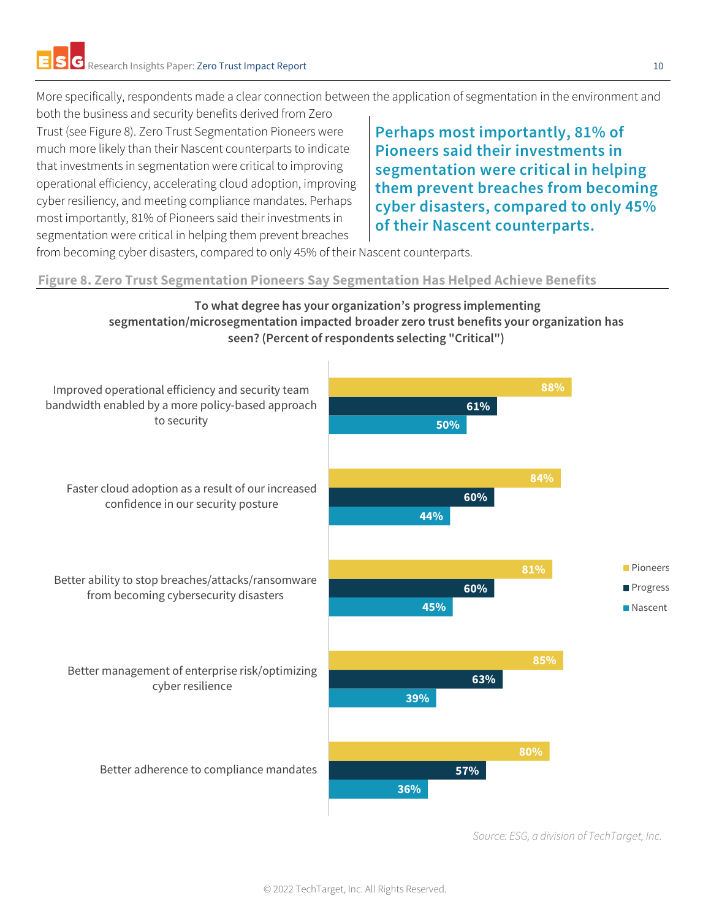More specifically, respondents made a clear connection between the application of segmentation in the environment and both the business and security benefits derived from Zero Trust (see Figure 8). Zero Trust Segmentation Pioneers were much more likely than their Nascent counterparts to indicate that investments in segmentation were critical to improving operational efficiency, accelerating cloud adoption, improving cyber resiliency, and meeting compliance mandates. Perhaps most importantly, 81% of Pioneers said their investments in segmentation were critical in helping them prevent breaches from becoming cyber disasters, compared to only 45% of their Nascent counterparts.

> **Perhaps most importantly, 81% of Pioneers said their investments in segmentation were critical in helping them prevent breaches from becoming cyber disasters, compared to only 45% of their Nascent counterparts.**

**Figure 8. Zero Trust Segmentation Pioneers Say Segmentation Has Helped Achieve Benefits**

**To what degree has your organization's progress implementing segmentation/microsegmentation impacted broader zero trust benefits your organization has seen? (Percent of respondents selecting "Critical")**

| | Pioneers | Progress | Nascent |
|---|---|---|---|
| Improved operational efficiency and security team bandwidth enabled by a more policy-based approach to security | 88% | 61% | 50% |
| Faster cloud adoption as a result of our increased confidence in our security posture | 84% | 60% | 44% |
| Better ability to stop breaches/attacks/ransomware from becoming cybersecurity disasters | 81% | 60% | 45% |
| Better management of enterprise risk/optimizing cyber resilience | 85% | 63% | 39% |
| Better adherence to compliance mandates | 80% | 57% | 36% |

*Source: ESG, a division of TechTarget, Inc.*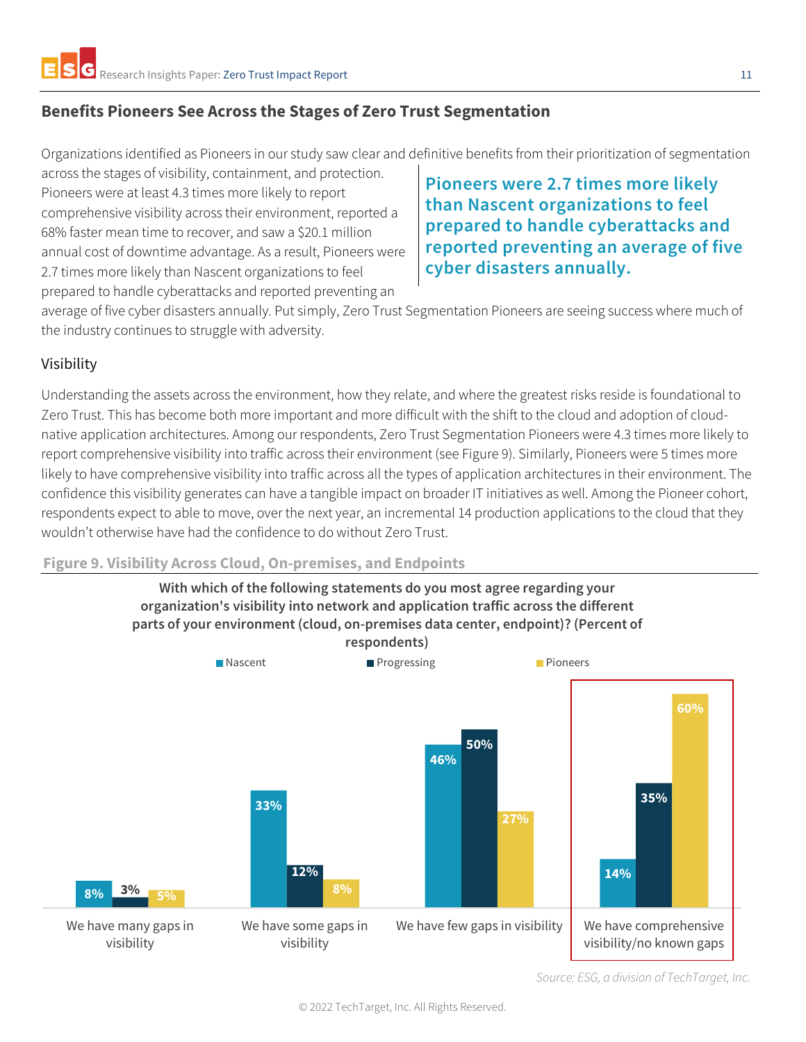## Benefits Pioneers See Across the Stages of Zero Trust Segmentation

Organizations identified as Pioneers in our study saw clear and definitive benefits from their prioritization of segmentation across the stages of visibility, containment, and protection. Pioneers were at least 4.3 times more likely to report comprehensive visibility across their environment, reported a 68% faster mean time to recover, and saw a $20.1 million annual cost of downtime advantage. As a result, Pioneers were 2.7 times more likely than Nascent organizations to feel prepared to handle cyberattacks and reported preventing an average of five cyber disasters annually. Put simply, Zero Trust Segmentation Pioneers are seeing success where much of the industry continues to struggle with adversity.

> **Pioneers were 2.7 times more likely than Nascent organizations to feel prepared to handle cyberattacks and reported preventing an average of five cyber disasters annually.**

### Visibility

Understanding the assets across the environment, how they relate, and where the greatest risks reside is foundational to Zero Trust. This has become both more important and more difficult with the shift to the cloud and adoption of cloud-native application architectures. Among our respondents, Zero Trust Segmentation Pioneers were 4.3 times more likely to report comprehensive visibility into traffic across their environment (see Figure 9). Similarly, Pioneers were 5 times more likely to have comprehensive visibility into traffic across all the types of application architectures in their environment. The confidence this visibility generates can have a tangible impact on broader IT initiatives as well. Among the Pioneer cohort, respondents expect to able to move, over the next year, an incremental 14 production applications to the cloud that they wouldn't otherwise have had the confidence to do without Zero Trust.

**Figure 9. Visibility Across Cloud, On-premises, and Endpoints**

**With which of the following statements do you most agree regarding your organization's visibility into network and application traffic across the different parts of your environment (cloud, on-premises data center, endpoint)? (Percent of respondents)**

| | Nascent | Progressing | Pioneers |
|---|---|---|---|
| We have many gaps in visibility | 8% | 3% | 5% |
| We have some gaps in visibility | 33% | 12% | 8% |
| We have few gaps in visibility | 46% | 50% | 27% |
| We have comprehensive visibility/no known gaps | 14% | 35% | 60% |

*Source: ESG, a division of TechTarget, Inc.*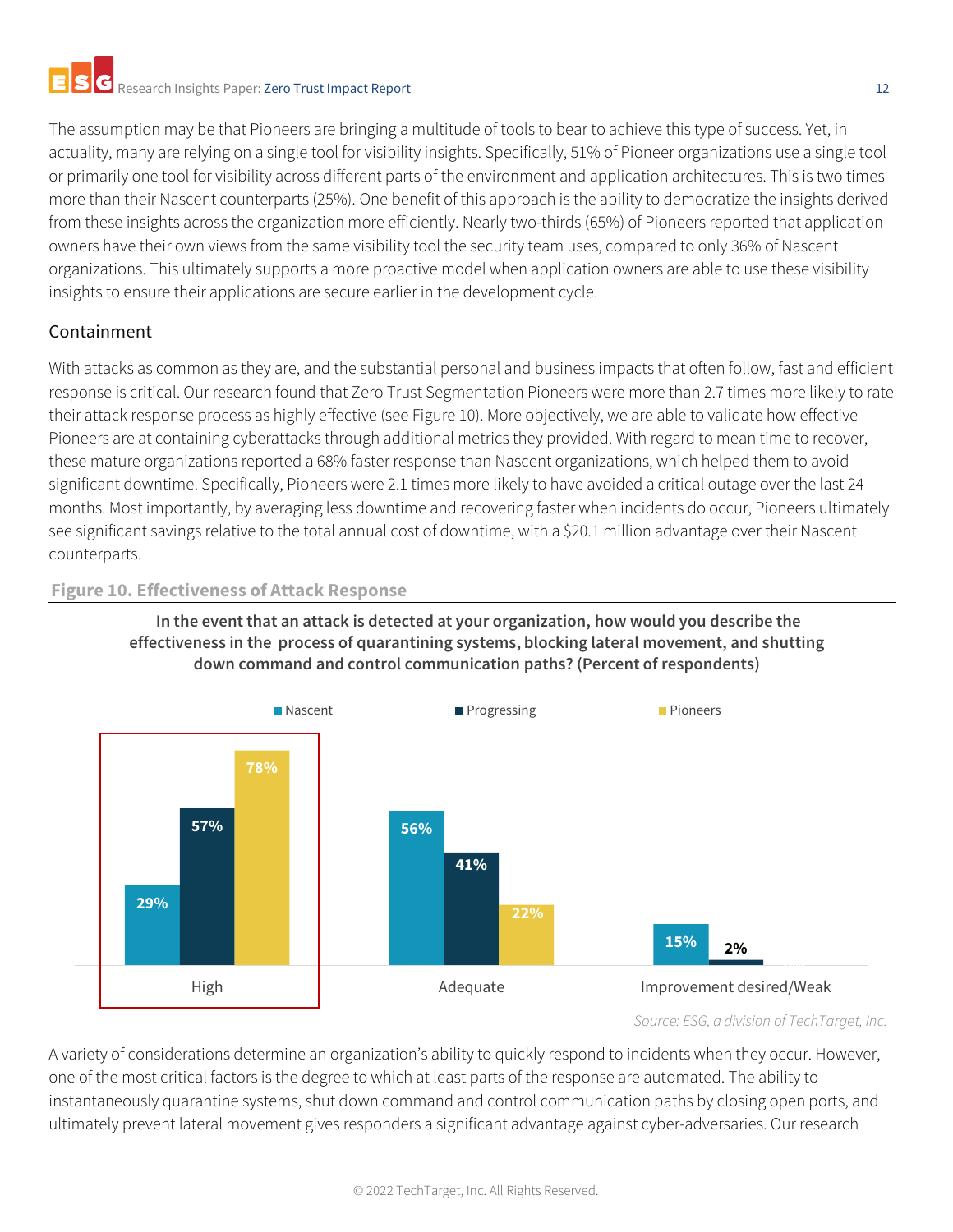The assumption may be that Pioneers are bringing a multitude of tools to bear to achieve this type of success. Yet, in actuality, many are relying on a single tool for visibility insights. Specifically, 51% of Pioneer organizations use a single tool or primarily one tool for visibility across different parts of the environment and application architectures. This is two times more than their Nascent counterparts (25%). One benefit of this approach is the ability to democratize the insights derived from these insights across the organization more efficiently. Nearly two-thirds (65%) of Pioneers reported that application owners have their own views from the same visibility tool the security team uses, compared to only 36% of Nascent organizations. This ultimately supports a more proactive model when application owners are able to use these visibility insights to ensure their applications are secure earlier in the development cycle.

## Containment

With attacks as common as they are, and the substantial personal and business impacts that often follow, fast and efficient response is critical. Our research found that Zero Trust Segmentation Pioneers were more than 2.7 times more likely to rate their attack response process as highly effective (see Figure 10). More objectively, we are able to validate how effective Pioneers are at containing cyberattacks through additional metrics they provided. With regard to mean time to recover, these mature organizations reported a 68% faster response than Nascent organizations, which helped them to avoid significant downtime. Specifically, Pioneers were 2.1 times more likely to have avoided a critical outage over the last 24 months. Most importantly, by averaging less downtime and recovering faster when incidents do occur, Pioneers ultimately see significant savings relative to the total annual cost of downtime, with a $20.1 million advantage over their Nascent counterparts.

**Figure 10. Effectiveness of Attack Response**

**In the event that an attack is detected at your organization, how would you describe the effectiveness in the process of quarantining systems, blocking lateral movement, and shutting down command and control communication paths? (Percent of respondents)**

| | Nascent | Progressing | Pioneers |
|---|---|---|---|
| High | 29% | 57% | 78% |
| Adequate | 56% | 41% | 22% |
| Improvement desired/Weak | 15% | 2% | |

*Source: ESG, a division of TechTarget, Inc.*

A variety of considerations determine an organization's ability to quickly respond to incidents when they occur. However, one of the most critical factors is the degree to which at least parts of the response are automated. The ability to instantaneously quarantine systems, shut down command and control communication paths by closing open ports, and ultimately prevent lateral movement gives responders a significant advantage against cyber-adversaries. Our research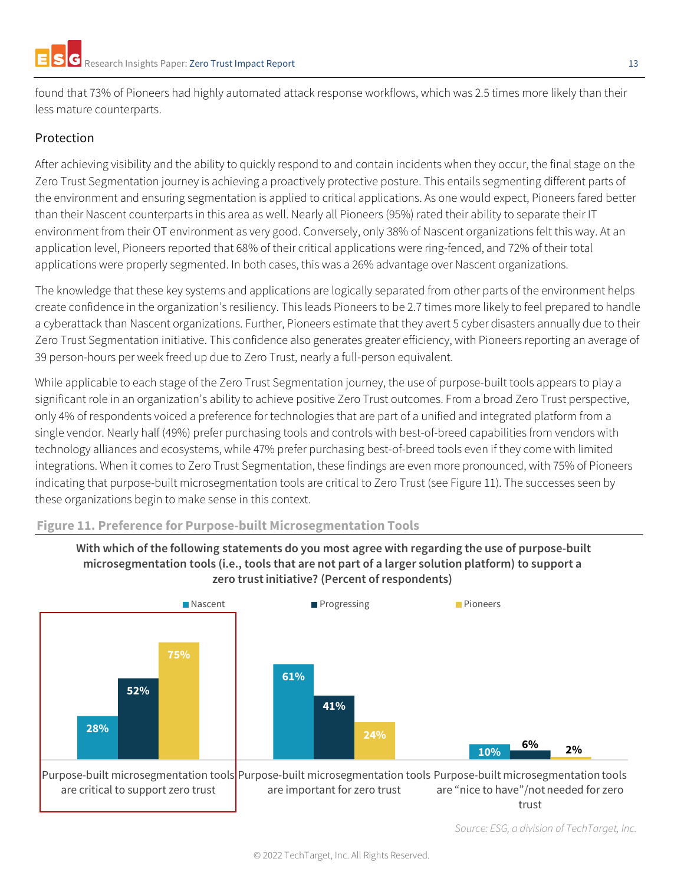found that 73% of Pioneers had highly automated attack response workflows, which was 2.5 times more likely than their less mature counterparts.

## Protection

After achieving visibility and the ability to quickly respond to and contain incidents when they occur, the final stage on the Zero Trust Segmentation journey is achieving a proactively protective posture. This entails segmenting different parts of the environment and ensuring segmentation is applied to critical applications. As one would expect, Pioneers fared better than their Nascent counterparts in this area as well. Nearly all Pioneers (95%) rated their ability to separate their IT environment from their OT environment as very good. Conversely, only 38% of Nascent organizations felt this way. At an application level, Pioneers reported that 68% of their critical applications were ring-fenced, and 72% of their total applications were properly segmented. In both cases, this was a 26% advantage over Nascent organizations.

The knowledge that these key systems and applications are logically separated from other parts of the environment helps create confidence in the organization's resiliency. This leads Pioneers to be 2.7 times more likely to feel prepared to handle a cyberattack than Nascent organizations. Further, Pioneers estimate that they avert 5 cyber disasters annually due to their Zero Trust Segmentation initiative. This confidence also generates greater efficiency, with Pioneers reporting an average of 39 person-hours per week freed up due to Zero Trust, nearly a full-person equivalent.

While applicable to each stage of the Zero Trust Segmentation journey, the use of purpose-built tools appears to play a significant role in an organization's ability to achieve positive Zero Trust outcomes. From a broad Zero Trust perspective, only 4% of respondents voiced a preference for technologies that are part of a unified and integrated platform from a single vendor. Nearly half (49%) prefer purchasing tools and controls with best-of-breed capabilities from vendors with technology alliances and ecosystems, while 47% prefer purchasing best-of-breed tools even if they come with limited integrations. When it comes to Zero Trust Segmentation, these findings are even more pronounced, with 75% of Pioneers indicating that purpose-built microsegmentation tools are critical to Zero Trust (see Figure 11). The successes seen by these organizations begin to make sense in this context.

**Figure 11. Preference for Purpose-built Microsegmentation Tools**

**With which of the following statements do you most agree with regarding the use of purpose-built microsegmentation tools (i.e., tools that are not part of a larger solution platform) to support a zero trust initiative? (Percent of respondents)**

| | Nascent | Progressing | Pioneers |
|---|---|---|---|
| Purpose-built microsegmentation tools are critical to support zero trust | 28% | 52% | 75% |
| Purpose-built microsegmentation tools are important for zero trust | 61% | 41% | 24% |
| Purpose-built microsegmentation tools are "nice to have"/not needed for zero trust | 10% | 6% | 2% |

*Source: ESG, a division of TechTarget, Inc.*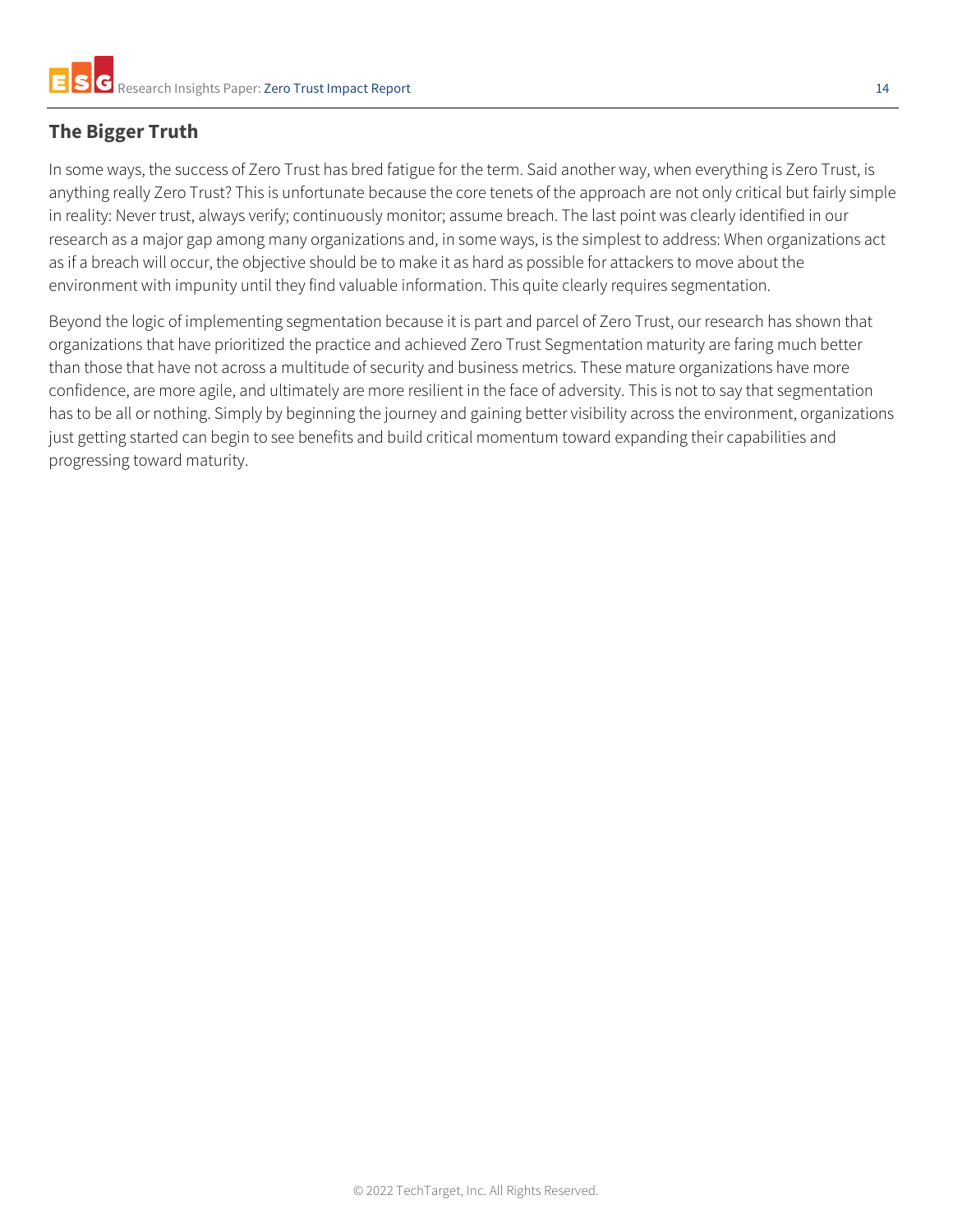## The Bigger Truth

In some ways, the success of Zero Trust has bred fatigue for the term. Said another way, when everything is Zero Trust, is anything really Zero Trust? This is unfortunate because the core tenets of the approach are not only critical but fairly simple in reality: Never trust, always verify; continuously monitor; assume breach. The last point was clearly identified in our research as a major gap among many organizations and, in some ways, is the simplest to address: When organizations act as if a breach will occur, the objective should be to make it as hard as possible for attackers to move about the environment with impunity until they find valuable information. This quite clearly requires segmentation.

Beyond the logic of implementing segmentation because it is part and parcel of Zero Trust, our research has shown that organizations that have prioritized the practice and achieved Zero Trust Segmentation maturity are faring much better than those that have not across a multitude of security and business metrics. These mature organizations have more confidence, are more agile, and ultimately are more resilient in the face of adversity. This is not to say that segmentation has to be all or nothing. Simply by beginning the journey and gaining better visibility across the environment, organizations just getting started can begin to see benefits and build critical momentum toward expanding their capabilities and progressing toward maturity.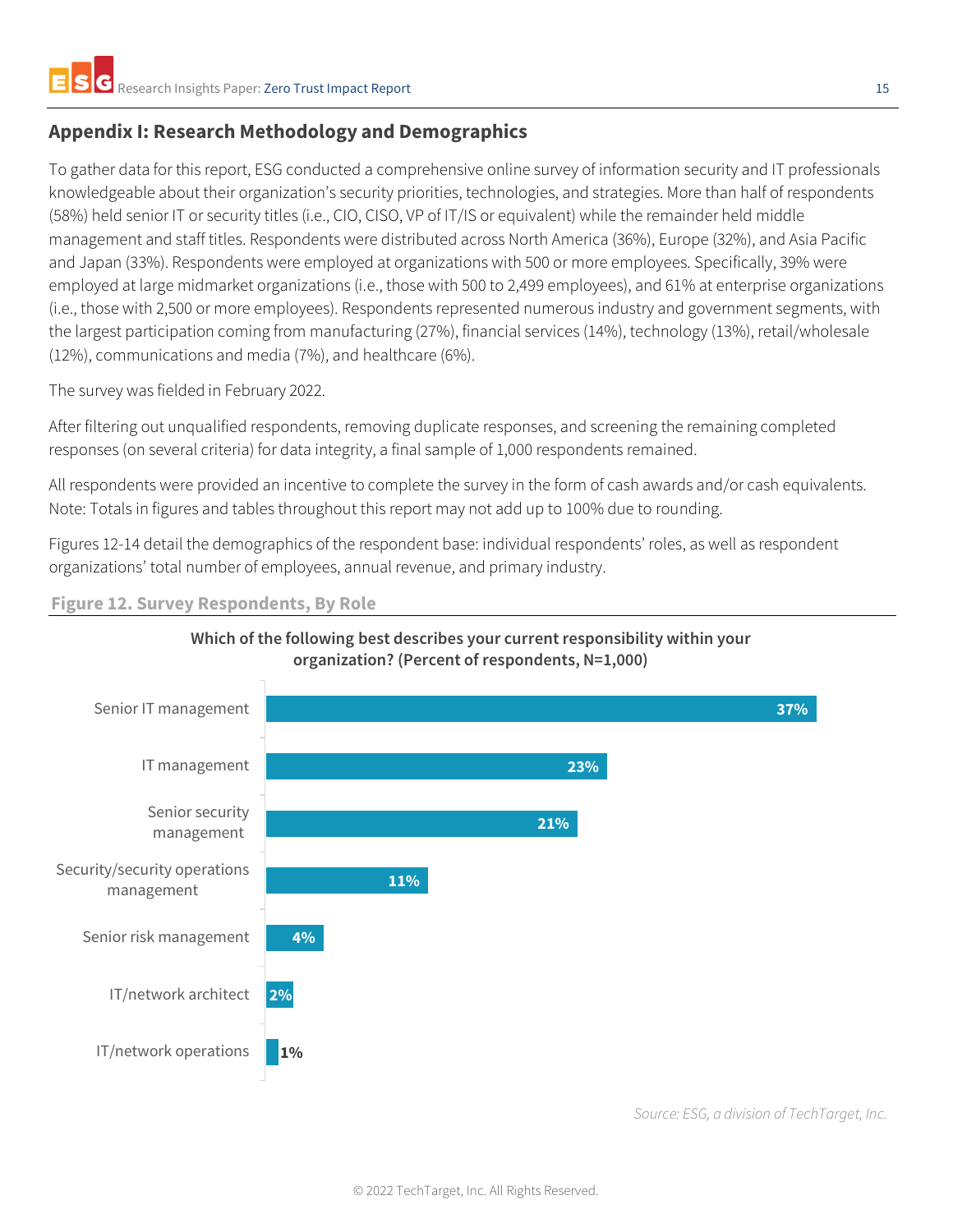## Appendix I: Research Methodology and Demographics

To gather data for this report, ESG conducted a comprehensive online survey of information security and IT professionals knowledgeable about their organization's security priorities, technologies, and strategies. More than half of respondents (58%) held senior IT or security titles (i.e., CIO, CISO, VP of IT/IS or equivalent) while the remainder held middle management and staff titles. Respondents were distributed across North America (36%), Europe (32%), and Asia Pacific and Japan (33%). Respondents were employed at organizations with 500 or more employees. Specifically, 39% were employed at large midmarket organizations (i.e., those with 500 to 2,499 employees), and 61% at enterprise organizations (i.e., those with 2,500 or more employees). Respondents represented numerous industry and government segments, with the largest participation coming from manufacturing (27%), financial services (14%), technology (13%), retail/wholesale (12%), communications and media (7%), and healthcare (6%).

The survey was fielded in February 2022.

After filtering out unqualified respondents, removing duplicate responses, and screening the remaining completed responses (on several criteria) for data integrity, a final sample of 1,000 respondents remained.

All respondents were provided an incentive to complete the survey in the form of cash awards and/or cash equivalents. Note: Totals in figures and tables throughout this report may not add up to 100% due to rounding.

Figures 12-14 detail the demographics of the respondent base: individual respondents' roles, as well as respondent organizations' total number of employees, annual revenue, and primary industry.

**Figure 12. Survey Respondents, By Role**

**Which of the following best describes your current responsibility within your organization? (Percent of respondents, N=1,000)**

| Role | Percent of respondents |
| --- | --- |
| Senior IT management | 37% |
| IT management | 23% |
| Senior security management | 21% |
| Security/security operations management | 11% |
| Senior risk management | 4% |
| IT/network architect | 2% |
| IT/network operations | 1% |

*Source: ESG, a division of TechTarget, Inc.*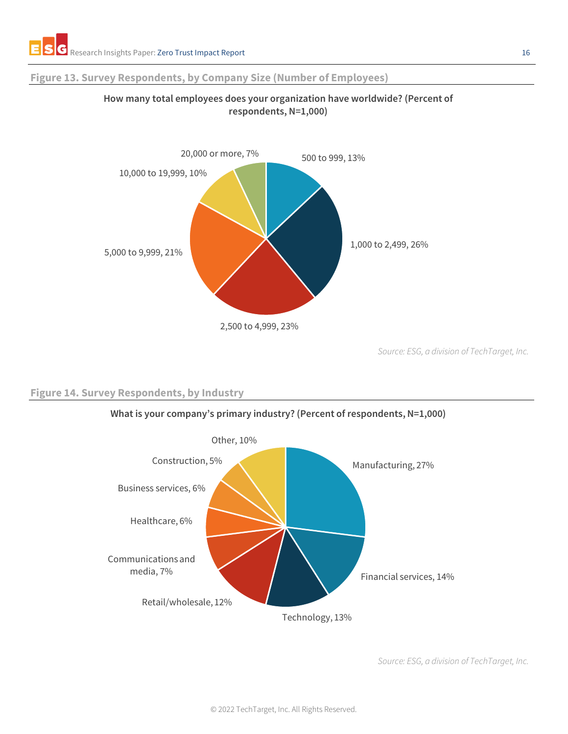### Figure 13. Survey Respondents, by Company Size (Number of Employees)

**How many total employees does your organization have worldwide? (Percent of respondents, N=1,000)**

| Company size | Percent |
| --- | --- |
| 500 to 999 | 13% |
| 1,000 to 2,499 | 26% |
| 2,500 to 4,999 | 23% |
| 5,000 to 9,999 | 21% |
| 10,000 to 19,999 | 10% |
| 20,000 or more | 7% |

*Source: ESG, a division of TechTarget, Inc.*

### Figure 14. Survey Respondents, by Industry

**What is your company's primary industry? (Percent of respondents, N=1,000)**

| Industry | Percent |
| --- | --- |
| Manufacturing | 27% |
| Financial services | 14% |
| Technology | 13% |
| Retail/wholesale | 12% |
| Communications and media | 7% |
| Healthcare | 6% |
| Business services | 6% |
| Construction | 5% |
| Other | 10% |

*Source: ESG, a division of TechTarget, Inc.*

© 2022 TechTarget, Inc. All Rights Reserved.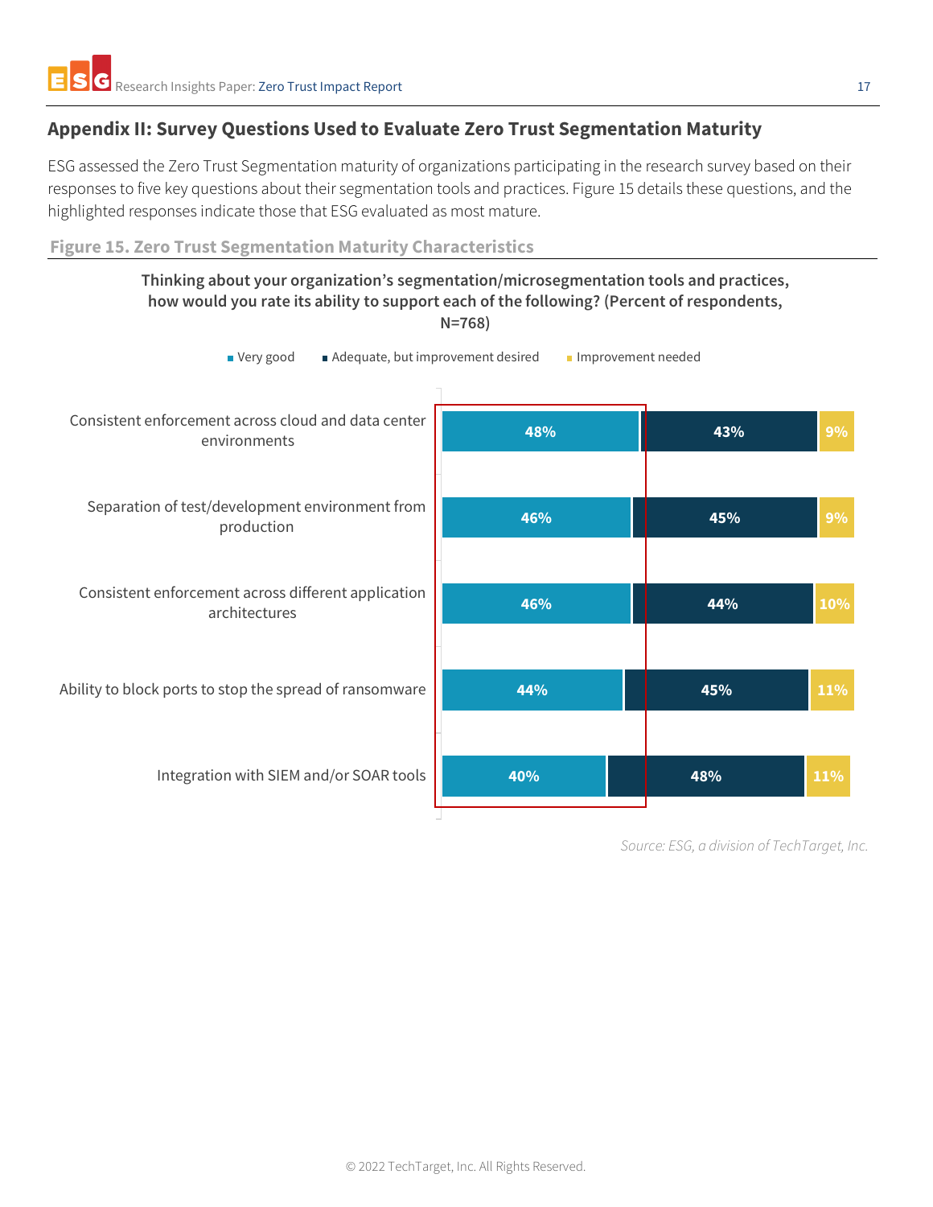## Appendix II: Survey Questions Used to Evaluate Zero Trust Segmentation Maturity

ESG assessed the Zero Trust Segmentation maturity of organizations participating in the research survey based on their responses to five key questions about their segmentation tools and practices. Figure 15 details these questions, and the highlighted responses indicate those that ESG evaluated as most mature.

**Figure 15. Zero Trust Segmentation Maturity Characteristics**

**Thinking about your organization's segmentation/microsegmentation tools and practices, how would you rate its ability to support each of the following? (Percent of respondents, N=768)**

| | Very good | Adequate, but improvement desired | Improvement needed |
|---|---|---|---|
| Consistent enforcement across cloud and data center environments | 48% | 43% | 9% |
| Separation of test/development environment from production | 46% | 45% | 9% |
| Consistent enforcement across different application architectures | 46% | 44% | 10% |
| Ability to block ports to stop the spread of ransomware | 44% | 45% | 11% |
| Integration with SIEM and/or SOAR tools | 40% | 48% | 11% |

*Source: ESG, a division of TechTarget, Inc.*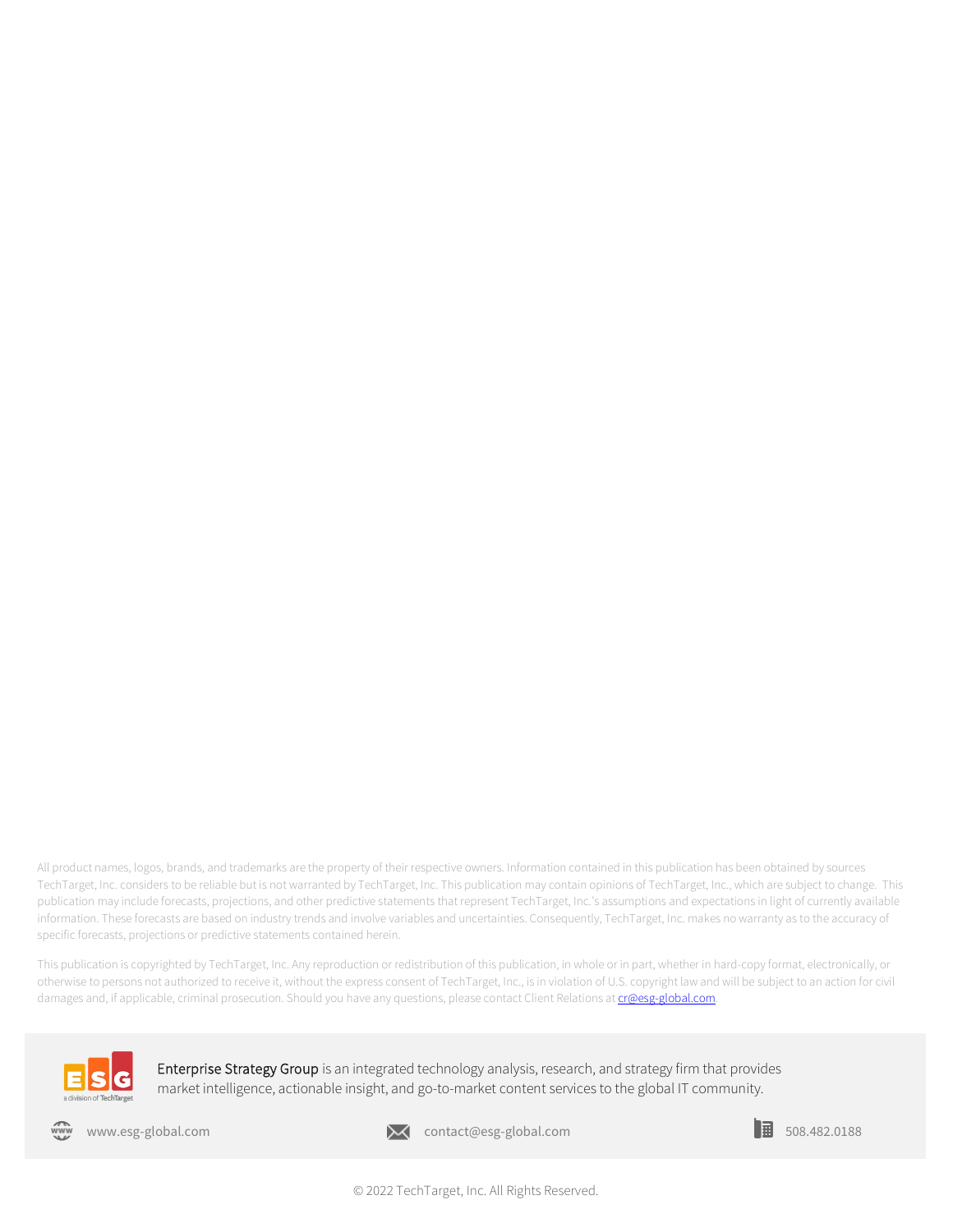All product names, logos, brands, and trademarks are the property of their respective owners. Information contained in this publication has been obtained by sources TechTarget, Inc. considers to be reliable but is not warranted by TechTarget, Inc. This publication may contain opinions of TechTarget, Inc., which are subject to change. This publication may include forecasts, projections, and other predictive statements that represent TechTarget, Inc.'s assumptions and expectations in light of currently available information. These forecasts are based on industry trends and involve variables and uncertainties. Consequently, TechTarget, Inc. makes no warranty as to the accuracy of specific forecasts, projections or predictive statements contained herein.

This publication is copyrighted by TechTarget, Inc. Any reproduction or redistribution of this publication, in whole or in part, whether in hard-copy format, electronically, or otherwise to persons not authorized to receive it, without the express consent of TechTarget, Inc., is in violation of U.S. copyright law and will be subject to an action for civil damages and, if applicable, criminal prosecution. Should you have any questions, please contact Client Relations at cr@esg-global.com.

ESG a division of TechTarget

Enterprise Strategy Group is an integrated technology analysis, research, and strategy firm that provides market intelligence, actionable insight, and go-to-market content services to the global IT community.

www.esg-global.com

contact@esg-global.com

508.482.0188

© 2022 TechTarget, Inc. All Rights Reserved.